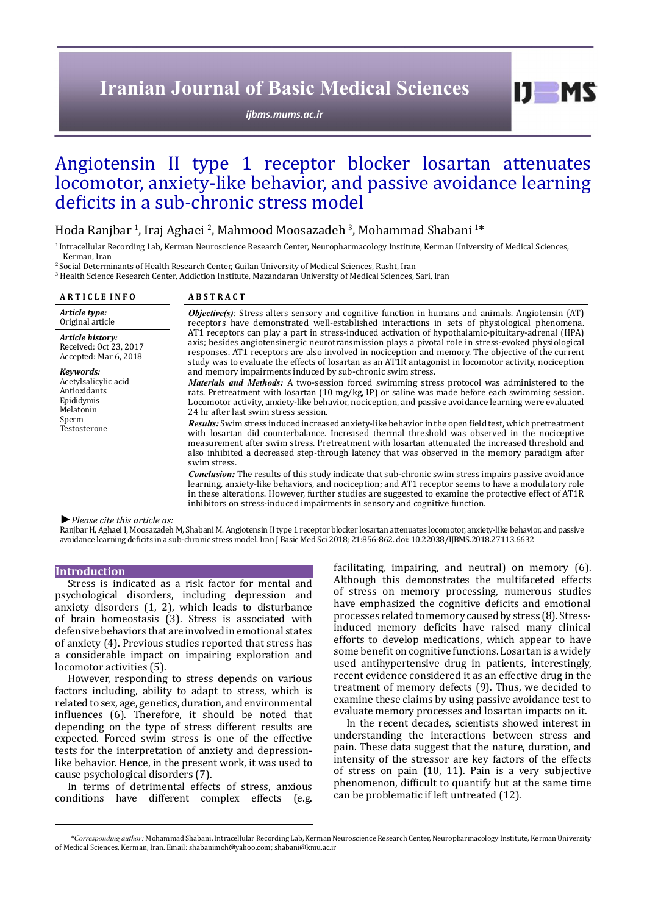# Angiotensin II type 1 receptor blocker losartan attenuates locomotor, anxiety-like behavior, and passive avoidance learning deficits in a sub-chronic stress model

Hoda Ranjbar [1], Iraj Aghaei [2], Mahmood Moosazadeh [3], Mohammad Shabani [1]*

[1] Intracellular Recording Lab, Kerman Neuroscience Research Center, Neuropharmacology Institute, Kerman University of Medical Sciences, Kerman, Iran

[2] Social Determinants of Health Research Center, Guilan University of Medical Sciences, Rasht, Iran

[3] Health Science Research Center, Addiction Institute, Mazandaran University of Medical Sciences, Sari, Iran

**ARTICLE INFO**

***Article type:***
Original article

***Article history:***
Received: Oct 23, 2017
Accepted: Mar 6, 2018

***Keywords:***
Acetylsalicylic acid
Antioxidants
Epididymis
Melatonin
Sperm
Testosterone

**ABSTRACT**

***Objective(s)***: Stress alters sensory and cognitive function in humans and animals. Angiotensin (AT) receptors have demonstrated well-established interactions in sets of physiological phenomena. AT1 receptors can play a part in stress-induced activation of hypothalamic-pituitary-adrenal (HPA) axis; besides angiotensinergic neurotransmission plays a pivotal role in stress-evoked physiological responses. AT1 receptors are also involved in nociception and memory. The objective of the current study was to evaluate the effects of losartan as an AT1R antagonist in locomotor activity, nociception and memory impairments induced by sub-chronic swim stress.

***Materials and Methods:*** A two-session forced swimming stress protocol was administered to the rats. Pretreatment with losartan (10 mg/kg, IP) or saline was made before each swimming session. Locomotor activity, anxiety-like behavior, nociception, and passive avoidance learning were evaluated 24 hr after last swim stress session.

***Results:*** Swim stress induced increased anxiety-like behavior in the open field test, which pretreatment with losartan did counterbalance. Increased thermal threshold was observed in the nociceptive measurement after swim stress. Pretreatment with losartan attenuated the increased threshold and also inhibited a decreased step-through latency that was observed in the memory paradigm after swim stress.

***Conclusion:*** The results of this study indicate that sub-chronic swim stress impairs passive avoidance learning, anxiety-like behaviors, and nociception; and AT1 receptor seems to have a modulatory role in these alterations. However, further studies are suggested to examine the protective effect of AT1R inhibitors on stress-induced impairments in sensory and cognitive function.

► *Please cite this article as:*

Ranjbar H, Aghaei I, Moosazadeh M, Shabani M. Angiotensin II type 1 receptor blocker losartan attenuates locomotor, anxiety-like behavior, and passive avoidance learning deficits in a sub-chronic stress model. Iran J Basic Med Sci 2018; 21:856-862. doi: 10.22038/IJBMS.2018.27113.6632

## Introduction

Stress is indicated as a risk factor for mental and psychological disorders, including depression and anxiety disorders (1, 2), which leads to disturbance of brain homeostasis (3). Stress is associated with defensive behaviors that are involved in emotional states of anxiety (4). Previous studies reported that stress has a considerable impact on impairing exploration and locomotor activities (5).

However, responding to stress depends on various factors including, ability to adapt to stress, which is related to sex, age, genetics, duration, and environmental influences (6). Therefore, it should be noted that depending on the type of stress different results are expected. Forced swim stress is one of the effective tests for the interpretation of anxiety and depression-like behavior. Hence, in the present work, it was used to cause psychological disorders (7).

In terms of detrimental effects of stress, anxious conditions have different complex effects (e.g. facilitating, impairing, and neutral) on memory (6). Although this demonstrates the multifaceted effects of stress on memory processing, numerous studies have emphasized the cognitive deficits and emotional processes related to memory caused by stress (8). Stress-induced memory deficits have raised many clinical efforts to develop medications, which appear to have some benefit on cognitive functions. Losartan is a widely used antihypertensive drug in patients, interestingly, recent evidence considered it as an effective drug in the treatment of memory defects (9). Thus, we decided to examine these claims by using passive avoidance test to evaluate memory processes and losartan impacts on it.

In the recent decades, scientists showed interest in understanding the interactions between stress and pain. These data suggest that the nature, duration, and intensity of the stressor are key factors of the effects of stress on pain (10, 11). Pain is a very subjective phenomenon, difficult to quantify but at the same time can be problematic if left untreated (12).

**Corresponding author:* Mohammad Shabani. Intracellular Recording Lab, Kerman Neuroscience Research Center, Neuropharmacology Institute, Kerman University of Medical Sciences, Kerman, Iran. Email: shabanimoh@yahoo.com; shabani@kmu.ac.ir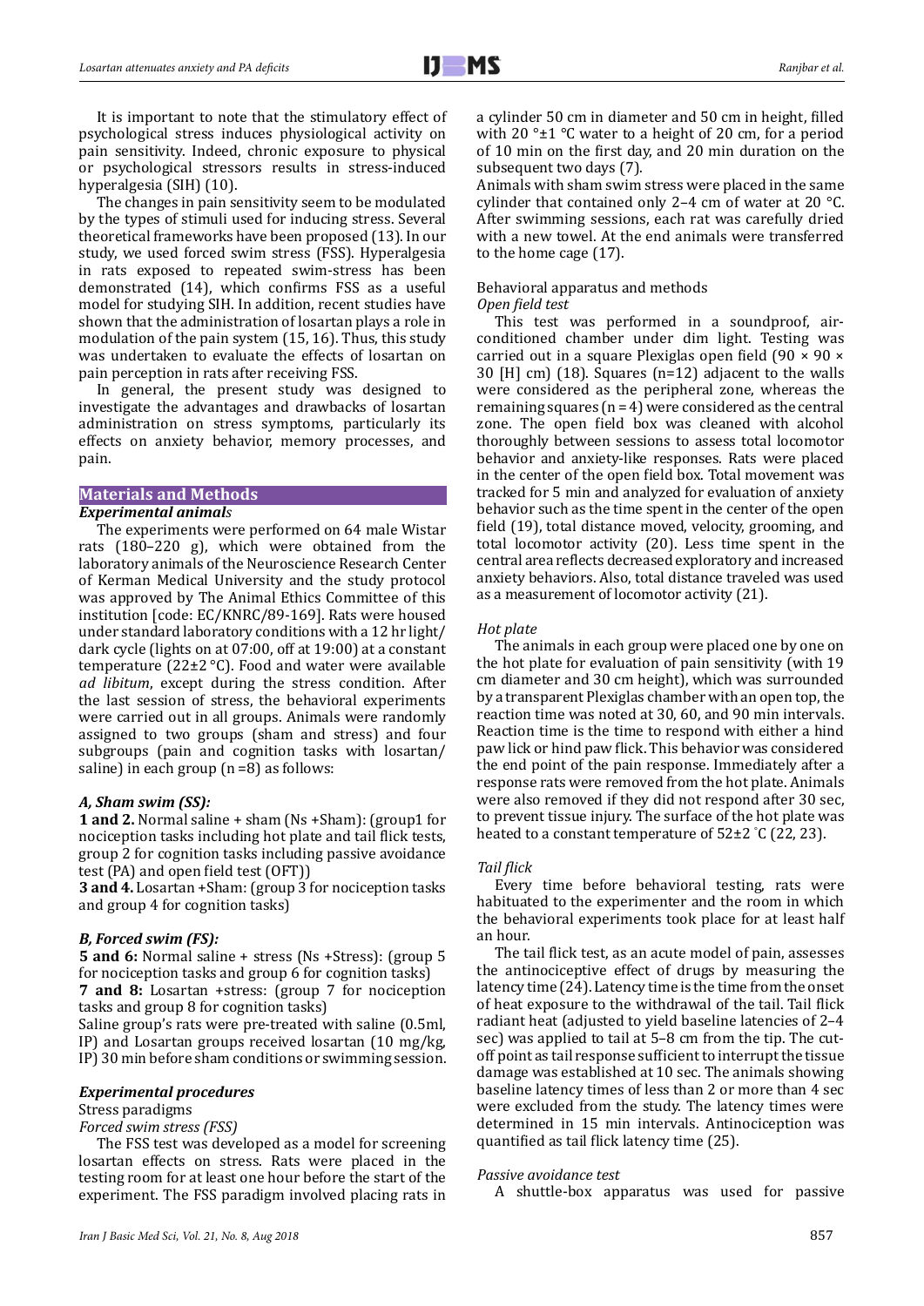It is important to note that the stimulatory effect of psychological stress induces physiological activity on pain sensitivity. Indeed, chronic exposure to physical or psychological stressors results in stress-induced hyperalgesia (SIH) (10).

The changes in pain sensitivity seem to be modulated by the types of stimuli used for inducing stress. Several theoretical frameworks have been proposed (13). In our study, we used forced swim stress (FSS). Hyperalgesia in rats exposed to repeated swim-stress has been demonstrated (14), which confirms FSS as a useful model for studying SIH. In addition, recent studies have shown that the administration of losartan plays a role in modulation of the pain system (15, 16). Thus, this study was undertaken to evaluate the effects of losartan on pain perception in rats after receiving FSS.

In general, the present study was designed to investigate the advantages and drawbacks of losartan administration on stress symptoms, particularly its effects on anxiety behavior, memory processes, and pain.

## Materials and Methods

### *Experimental animals*

The experiments were performed on 64 male Wistar rats (180–220 g), which were obtained from the laboratory animals of the Neuroscience Research Center of Kerman Medical University and the study protocol was approved by The Animal Ethics Committee of this institution [code: EC/KNRC/89-169]. Rats were housed under standard laboratory conditions with a 12 hr light/dark cycle (lights on at 07:00, off at 19:00) at a constant temperature (22±2 °C). Food and water were available *ad libitum*, except during the stress condition. After the last session of stress, the behavioral experiments were carried out in all groups. Animals were randomly assigned to two groups (sham and stress) and four subgroups (pain and cognition tasks with losartan/saline) in each group (n =8) as follows:

#### *A, Sham swim (SS):*

**1 and 2.** Normal saline + sham (Ns +Sham): (group1 for nociception tasks including hot plate and tail flick tests, group 2 for cognition tasks including passive avoidance test (PA) and open field test (OFT))

**3 and 4.** Losartan +Sham: (group 3 for nociception tasks and group 4 for cognition tasks)

#### *B, Forced swim (FS):*

**5 and 6:** Normal saline + stress (Ns +Stress): (group 5 for nociception tasks and group 6 for cognition tasks)

**7 and 8:** Losartan +stress: (group 7 for nociception tasks and group 8 for cognition tasks)

Saline group's rats were pre-treated with saline (0.5ml, IP) and Losartan groups received losartan (10 mg/kg, IP) 30 min before sham conditions or swimming session.

### *Experimental procedures*

Stress paradigms

*Forced swim stress (FSS)*

The FSS test was developed as a model for screening losartan effects on stress. Rats were placed in the testing room for at least one hour before the start of the experiment. The FSS paradigm involved placing rats in a cylinder 50 cm in diameter and 50 cm in height, filled with 20 °±1 °C water to a height of 20 cm, for a period of 10 min on the first day, and 20 min duration on the subsequent two days (7).

Animals with sham swim stress were placed in the same cylinder that contained only 2–4 cm of water at 20 °C. After swimming sessions, each rat was carefully dried with a new towel. At the end animals were transferred to the home cage (17).

Behavioral apparatus and methods

*Open field test*

This test was performed in a soundproof, air-conditioned chamber under dim light. Testing was carried out in a square Plexiglas open field (90 × 90 × 30 [H] cm) (18). Squares (n=12) adjacent to the walls were considered as the peripheral zone, whereas the remaining squares (n = 4) were considered as the central zone. The open field box was cleaned with alcohol thoroughly between sessions to assess total locomotor behavior and anxiety-like responses. Rats were placed in the center of the open field box. Total movement was tracked for 5 min and analyzed for evaluation of anxiety behavior such as the time spent in the center of the open field (19), total distance moved, velocity, grooming, and total locomotor activity (20). Less time spent in the central area reflects decreased exploratory and increased anxiety behaviors. Also, total distance traveled was used as a measurement of locomotor activity (21).

*Hot plate*

The animals in each group were placed one by one on the hot plate for evaluation of pain sensitivity (with 19 cm diameter and 30 cm height), which was surrounded by a transparent Plexiglas chamber with an open top, the reaction time was noted at 30, 60, and 90 min intervals. Reaction time is the time to respond with either a hind paw lick or hind paw flick. This behavior was considered the end point of the pain response. Immediately after a response rats were removed from the hot plate. Animals were also removed if they did not respond after 30 sec, to prevent tissue injury. The surface of the hot plate was heated to a constant temperature of 52±2 ˚C (22, 23).

*Tail flick*

Every time before behavioral testing, rats were habituated to the experimenter and the room in which the behavioral experiments took place for at least half an hour.

The tail flick test, as an acute model of pain, assesses the antinociceptive effect of drugs by measuring the latency time (24). Latency time is the time from the onset of heat exposure to the withdrawal of the tail. Tail flick radiant heat (adjusted to yield baseline latencies of 2–4 sec) was applied to tail at 5–8 cm from the tip. The cut-off point as tail response sufficient to interrupt the tissue damage was established at 10 sec. The animals showing baseline latency times of less than 2 or more than 4 sec were excluded from the study. The latency times were determined in 15 min intervals. Antinociception was quantified as tail flick latency time (25).

*Passive avoidance test*

A shuttle-box apparatus was used for passive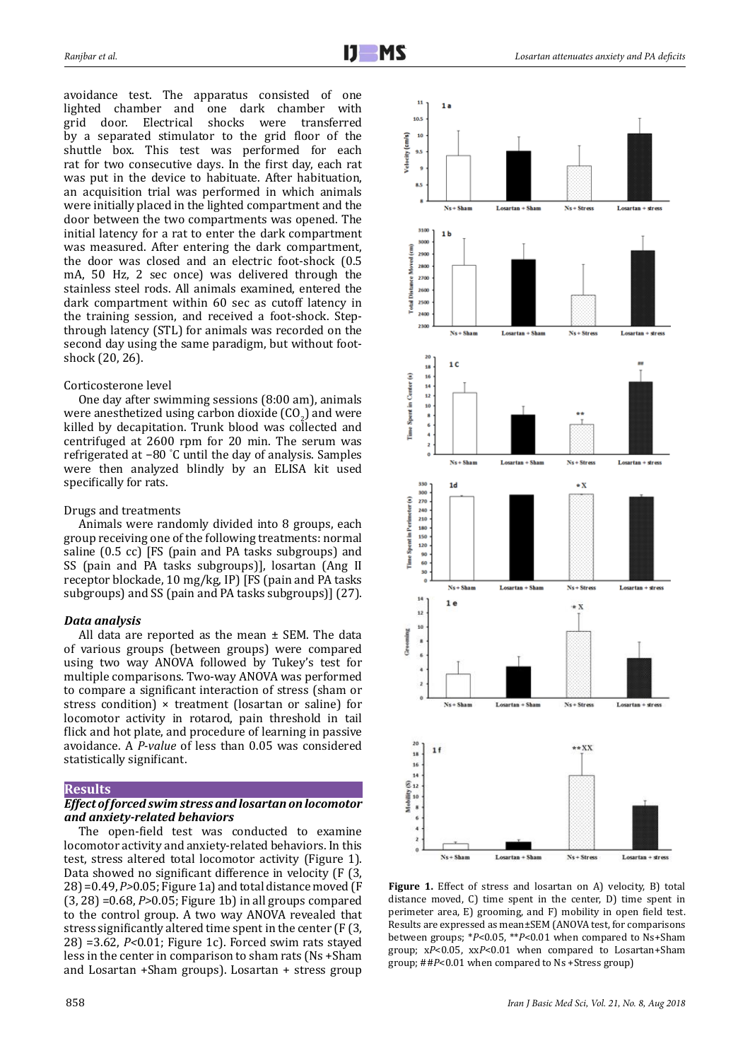avoidance test. The apparatus consisted of one lighted chamber and one dark chamber with grid door. Electrical shocks were transferred by a separated stimulator to the grid floor of the shuttle box. This test was performed for each rat for two consecutive days. In the first day, each rat was put in the device to habituate. After habituation, an acquisition trial was performed in which animals were initially placed in the lighted compartment and the door between the two compartments was opened. The initial latency for a rat to enter the dark compartment was measured. After entering the dark compartment, the door was closed and an electric foot-shock (0.5 mA, 50 Hz, 2 sec once) was delivered through the stainless steel rods. All animals examined, entered the dark compartment within 60 sec as cutoff latency in the training session, and received a foot-shock. Step-through latency (STL) for animals was recorded on the second day using the same paradigm, but without foot-shock (20, 26).

Corticosterone level

One day after swimming sessions (8:00 am), animals were anesthetized using carbon dioxide ($CO_2$) and were killed by decapitation. Trunk blood was collected and centrifuged at 2600 rpm for 20 min. The serum was refrigerated at −80 °C until the day of analysis. Samples were then analyzed blindly by an ELISA kit used specifically for rats.

Drugs and treatments

Animals were randomly divided into 8 groups, each group receiving one of the following treatments: normal saline (0.5 cc) [FS (pain and PA tasks subgroups) and SS (pain and PA tasks subgroups)], losartan (Ang II receptor blockade, 10 mg/kg, IP) [FS (pain and PA tasks subgroups) and SS (pain and PA tasks subgroups)] (27).

***Data analysis***

All data are reported as the mean ± SEM. The data of various groups (between groups) were compared using two way ANOVA followed by Tukey's test for multiple comparisons. Two-way ANOVA was performed to compare a significant interaction of stress (sham or stress condition) × treatment (losartan or saline) for locomotor activity in rotarod, pain threshold in tail flick and hot plate, and procedure of learning in passive avoidance. A *P-value* of less than 0.05 was considered statistically significant.

## Results

***Effect of forced swim stress and losartan on locomotor and anxiety-related behaviors***

The open-field test was conducted to examine locomotor activity and anxiety-related behaviors. In this test, stress altered total locomotor activity (Figure 1). Data showed no significant difference in velocity ($F_{(3, 28)}=0.49$, $P>0.05$; Figure 1a) and total distance moved ($F_{(3, 28)}=0.68$, $P>0.05$; Figure 1b) in all groups compared to the control group. A two way ANOVA revealed that stress significantly altered time spent in the center ($F_{(3, 28)}=3.62$, $P<0.01$; Figure 1c). Forced swim rats stayed less in the center in comparison to sham rats (Ns +Sham and Losartan +Sham groups). Losartan + stress group

**Figure 1.** Effect of stress and losartan on A) velocity, B) total distance moved, C) time spent in the center, D) time spent in perimeter area, E) grooming, and F) mobility in open field test. Results are expressed as mean±SEM (ANOVA test, for comparisons between groups; *$P<0.05$, **$P<0.01$ when compared to Ns+Sham group; x$P<0.05$, xx$P<0.01$ when compared to Losartan+Sham group; ##$P<0.01$ when compared to Ns +Stress group)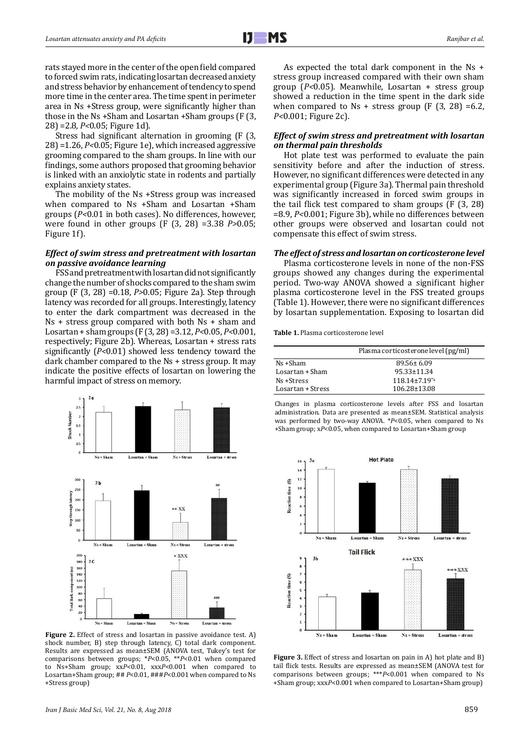rats stayed more in the center of the open field compared to forced swim rats, indicating losartan decreased anxiety and stress behavior by enhancement of tendency to spend more time in the center area. The time spent in perimeter area in Ns +Stress group, were significantly higher than those in the Ns +Sham and Losartan +Sham groups ($F (3, 28) = 2.8$, $P<0.05$; Figure 1d).

Stress had significant alternation in grooming ($F (3, 28) = 1.26$, $P<0.05$; Figure 1e), which increased aggressive grooming compared to the sham groups. In line with our findings, some authors proposed that grooming behavior is linked with an anxiolytic state in rodents and partially explains anxiety states.

The mobility of the Ns +Stress group was increased when compared to Ns +Sham and Losartan +Sham groups ($P<0.01$ in both cases). No differences, however, were found in other groups ($F (3, 28) = 3.38$ $P>0.05$; Figure 1f).

### *Effect of swim stress and pretreatment with losartan on passive avoidance learning*

FSS and pretreatment with losartan did not significantly change the number of shocks compared to the sham swim group ($F (3, 28) = 0.18$, $P>0.05$; Figure 2a). Step through latency was recorded for all groups. Interestingly, latency to enter the dark compartment was decreased in the Ns + stress group compared with both Ns + sham and Losartan + sham groups ($F (3, 28) = 3.12$, $P<0.05$, $P<0.001$, respectively; Figure 2b). Whereas, Losartan + stress rats significantly ($P<0.01$) showed less tendency toward the dark chamber compared to the Ns + stress group. It may indicate the positive effects of losartan on lowering the harmful impact of stress on memory.

**Figure 2.** Effect of stress and losartan in passive avoidance test. A) shock number, B) step through latency, C) total dark component. Results are expressed as mean±SEM (ANOVA test, Tukey's test for comparisons between groups; *$P<0.05$, **$P<0.01$ when compared to Ns+Sham group; xx$P<0.01$, xxx$P<0.001$ when compared to Losartan+Sham group; ## $P<0.01$, ###$P<0.001$ when compared to Ns +Stress group)

As expected the total dark component in the Ns + stress group increased compared with their own sham group ($P<0.05$). Meanwhile, Losartan + stress group showed a reduction in the time spent in the dark side when compared to Ns + stress group ($F (3, 28) = 6.2$, $P<0.001$; Figure 2c).

### *Effect of swim stress and pretreatment with losartan on thermal pain thresholds*

Hot plate test was performed to evaluate the pain sensitivity before and after the induction of stress. However, no significant differences were detected in any experimental group (Figure 3a). Thermal pain threshold was significantly increased in forced swim groups in the tail flick test compared to sham groups ($F (3, 28) = 8.9$, $P<0.001$; Figure 3b), while no differences between other groups were observed and losartan could not compensate this effect of swim stress.

### *The effect of stress and losartan on corticosterone level*

Plasma corticosterone levels in none of the non-FSS groups showed any changes during the experimental period. Two-way ANOVA showed a significant higher plasma corticosterone level in the FSS treated groups (Table 1). However, there were no significant differences by losartan supplementation. Exposing to losartan did

**Table 1.** Plasma corticosterone level

| | Plasma corticosterone level (pg/ml) |
|---|---|
| Ns +Sham | 89.56± 6.09 |
| Losartan + Sham | 95.33±11.34 |
| Ns +Stress | 118.14±7.19*x |
| Losartan + Stress | 106.28±13.08 |

Changes in plasma corticosterone levels after FSS and losartan administration. Data are presented as mean±SEM. Statistical analysis was performed by two-way ANOVA. *$P<0.05$, when compared to Ns +Sham group; x$P<0.05$, when compared to Losartan+Sham group

**Figure 3.** Effect of stress and losartan on pain in A) hot plate and B) tail flick tests. Results are expressed as mean±SEM (ANOVA test for comparisons between groups; ***$P<0.001$ when compared to Ns +Sham group; xxx$P<0.001$ when compared to Losartan+Sham group)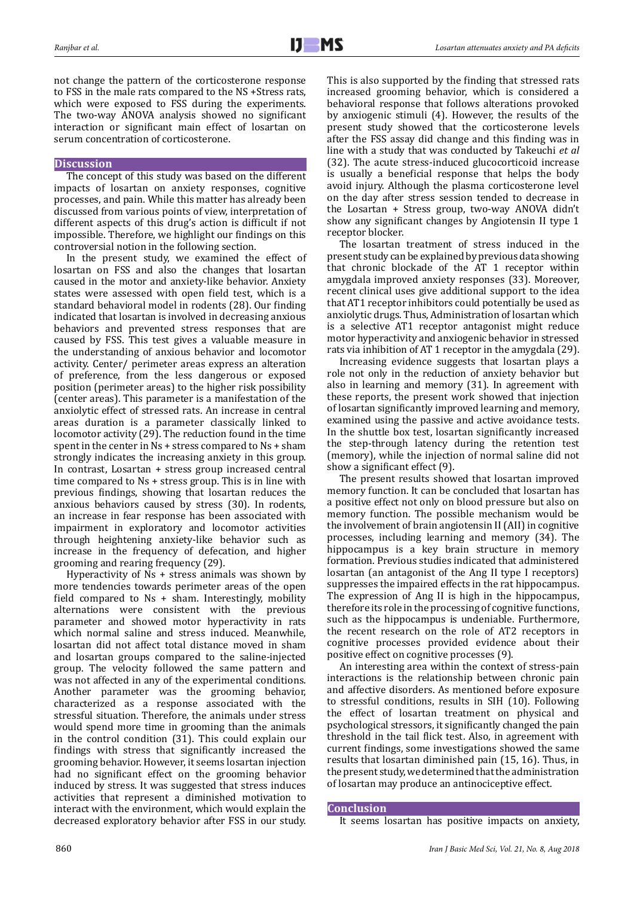not change the pattern of the corticosterone response to FSS in the male rats compared to the NS +Stress rats, which were exposed to FSS during the experiments. The two-way ANOVA analysis showed no significant interaction or significant main effect of losartan on serum concentration of corticosterone.

## Discussion

The concept of this study was based on the different impacts of losartan on anxiety responses, cognitive processes, and pain. While this matter has already been discussed from various points of view, interpretation of different aspects of this drug's action is difficult if not impossible. Therefore, we highlight our findings on this controversial notion in the following section.

In the present study, we examined the effect of losartan on FSS and also the changes that losartan caused in the motor and anxiety-like behavior. Anxiety states were assessed with open field test, which is a standard behavioral model in rodents (28). Our finding indicated that losartan is involved in decreasing anxious behaviors and prevented stress responses that are caused by FSS. This test gives a valuable measure in the understanding of anxious behavior and locomotor activity. Center/ perimeter areas express an alteration of preference, from the less dangerous or exposed position (perimeter areas) to the higher risk possibility (center areas). This parameter is a manifestation of the anxiolytic effect of stressed rats. An increase in central areas duration is a parameter classically linked to locomotor activity (29). The reduction found in the time spent in the center in Ns + stress compared to Ns + sham strongly indicates the increasing anxiety in this group. In contrast, Losartan + stress group increased central time compared to Ns + stress group. This is in line with previous findings, showing that losartan reduces the anxious behaviors caused by stress (30). In rodents, an increase in fear response has been associated with impairment in exploratory and locomotor activities through heightening anxiety-like behavior such as increase in the frequency of defecation, and higher grooming and rearing frequency (29).

Hyperactivity of Ns + stress animals was shown by more tendencies towards perimeter areas of the open field compared to Ns + sham. Interestingly, mobility alternations were consistent with the previous parameter and showed motor hyperactivity in rats which normal saline and stress induced. Meanwhile, losartan did not affect total distance moved in sham and losartan groups compared to the saline-injected group. The velocity followed the same pattern and was not affected in any of the experimental conditions. Another parameter was the grooming behavior, characterized as a response associated with the stressful situation. Therefore, the animals under stress would spend more time in grooming than the animals in the control condition (31). This could explain our findings with stress that significantly increased the grooming behavior. However, it seems losartan injection had no significant effect on the grooming behavior induced by stress. It was suggested that stress induces activities that represent a diminished motivation to interact with the environment, which would explain the decreased exploratory behavior after FSS in our study. This is also supported by the finding that stressed rats increased grooming behavior, which is considered a behavioral response that follows alterations provoked by anxiogenic stimuli (4). However, the results of the present study showed that the corticosterone levels after the FSS assay did change and this finding was in line with a study that was conducted by Takeuchi *et al* (32). The acute stress-induced glucocorticoid increase is usually a beneficial response that helps the body avoid injury. Although the plasma corticosterone level on the day after stress session tended to decrease in the Losartan + Stress group, two-way ANOVA didn't show any significant changes by Angiotensin II type 1 receptor blocker.

The losartan treatment of stress induced in the present study can be explained by previous data showing that chronic blockade of the AT 1 receptor within amygdala improved anxiety responses (33). Moreover, recent clinical uses give additional support to the idea that AT1 receptor inhibitors could potentially be used as anxiolytic drugs. Thus, Administration of losartan which is a selective AT1 receptor antagonist might reduce motor hyperactivity and anxiogenic behavior in stressed rats via inhibition of AT 1 receptor in the amygdala (29).

Increasing evidence suggests that losartan plays a role not only in the reduction of anxiety behavior but also in learning and memory (31). In agreement with these reports, the present work showed that injection of losartan significantly improved learning and memory, examined using the passive and active avoidance tests. In the shuttle box test, losartan significantly increased the step-through latency during the retention test (memory), while the injection of normal saline did not show a significant effect (9).

The present results showed that losartan improved memory function. It can be concluded that losartan has a positive effect not only on blood pressure but also on memory function. The possible mechanism would be the involvement of brain angiotensin II (AII) in cognitive processes, including learning and memory (34). The hippocampus is a key brain structure in memory formation. Previous studies indicated that administered losartan (an antagonist of the Ang II type I receptors) suppresses the impaired effects in the rat hippocampus. The expression of Ang II is high in the hippocampus, therefore its role in the processing of cognitive functions, such as the hippocampus is undeniable. Furthermore, the recent research on the role of AT2 receptors in cognitive processes provided evidence about their positive effect on cognitive processes (9).

An interesting area within the context of stress-pain interactions is the relationship between chronic pain and affective disorders. As mentioned before exposure to stressful conditions, results in SIH (10). Following the effect of losartan treatment on physical and psychological stressors, it significantly changed the pain threshold in the tail flick test. Also, in agreement with current findings, some investigations showed the same results that losartan diminished pain (15, 16). Thus, in the present study, we determined that the administration of losartan may produce an antinociceptive effect.

## Conclusion

It seems losartan has positive impacts on anxiety,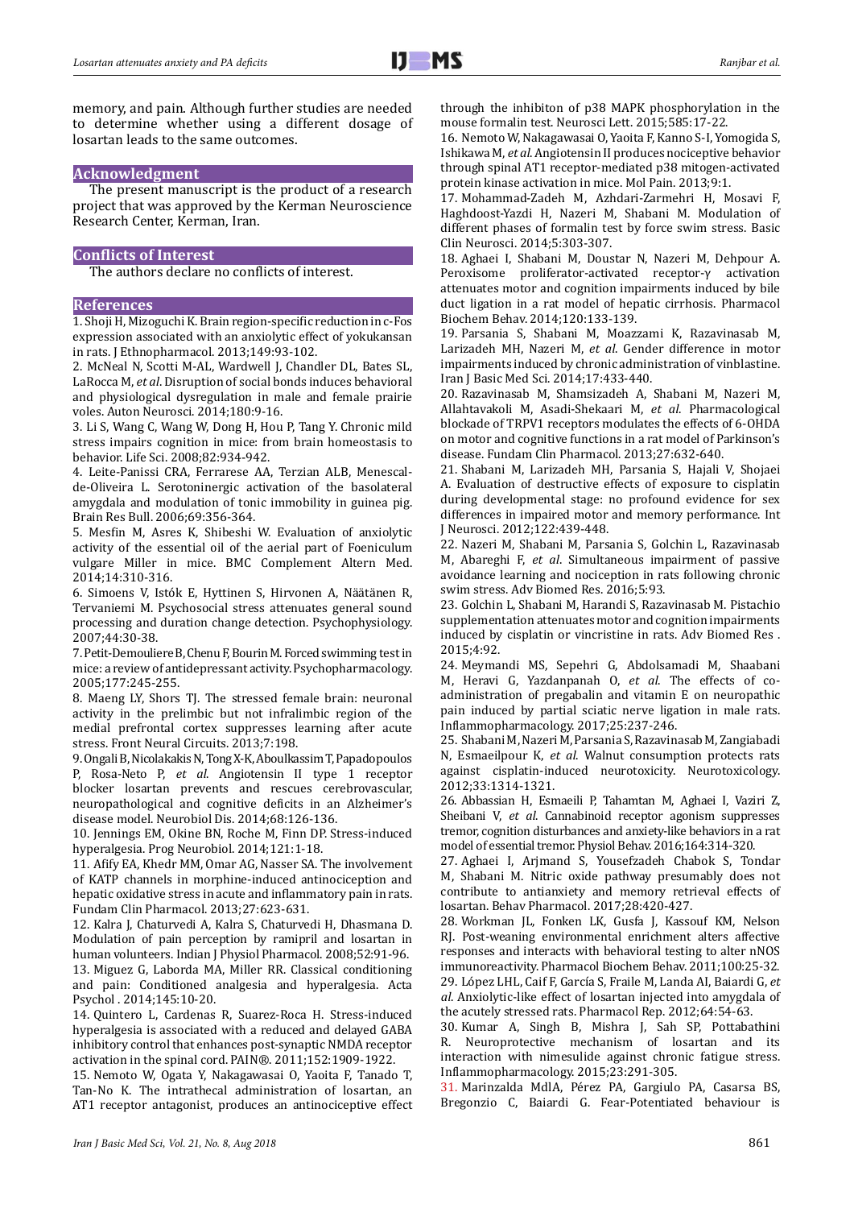memory, and pain. Although further studies are needed to determine whether using a different dosage of losartan leads to the same outcomes.

## Acknowledgment

The present manuscript is the product of a research project that was approved by the Kerman Neuroscience Research Center, Kerman, Iran.

## Conflicts of Interest

The authors declare no conflicts of interest.

## References

1. Shoji H, Mizoguchi K. Brain region-specific reduction in c-Fos expression associated with an anxiolytic effect of yokukansan in rats. J Ethnopharmacol. 2013;149:93-102.
2. McNeal N, Scotti M-AL, Wardwell J, Chandler DL, Bates SL, LaRocca M, *et al*. Disruption of social bonds induces behavioral and physiological dysregulation in male and female prairie voles. Auton Neurosci. 2014;180:9-16.
3. Li S, Wang C, Wang W, Dong H, Hou P, Tang Y. Chronic mild stress impairs cognition in mice: from brain homeostasis to behavior. Life Sci. 2008;82:934-942.
4. Leite-Panissi CRA, Ferrarese AA, Terzian ALB, Menescal-de-Oliveira L. Serotoninergic activation of the basolateral amygdala and modulation of tonic immobility in guinea pig. Brain Res Bull. 2006;69:356-364.
5. Mesfin M, Asres K, Shibeshi W. Evaluation of anxiolytic activity of the essential oil of the aerial part of Foeniculum vulgare Miller in mice. BMC Complement Altern Med. 2014;14:310-316.
6. Simoens V, Istók E, Hyttinen S, Hirvonen A, Näätänen R, Tervaniemi M. Psychosocial stress attenuates general sound processing and duration change detection. Psychophysiology. 2007;44:30-38.
7. Petit-Demouliere B, Chenu F, Bourin M. Forced swimming test in mice: a review of antidepressant activity. Psychopharmacology. 2005;177:245-255.
8. Maeng LY, Shors TJ. The stressed female brain: neuronal activity in the prelimbic but not infralimbic region of the medial prefrontal cortex suppresses learning after acute stress. Front Neural Circuits. 2013;7:198.
9. Ongali B, Nicolakakis N, Tong X-K, Aboulkassim T, Papadopoulos P, Rosa-Neto P, *et al*. Angiotensin II type 1 receptor blocker losartan prevents and rescues cerebrovascular, neuropathological and cognitive deficits in an Alzheimer's disease model. Neurobiol Dis. 2014;68:126-136.
10. Jennings EM, Okine BN, Roche M, Finn DP. Stress-induced hyperalgesia. Prog Neurobiol. 2014;121:1-18.
11. Afify EA, Khedr MM, Omar AG, Nasser SA. The involvement of KATP channels in morphine-induced antinociception and hepatic oxidative stress in acute and inflammatory pain in rats. Fundam Clin Pharmacol. 2013;27:623-631.
12. Kalra J, Chaturvedi A, Kalra S, Chaturvedi H, Dhasmana D. Modulation of pain perception by ramipril and losartan in human volunteers. Indian J Physiol Pharmacol. 2008;52:91-96.
13. Miguez G, Laborda MA, Miller RR. Classical conditioning and pain: Conditioned analgesia and hyperalgesia. Acta Psychol . 2014;145:10-20.
14. Quintero L, Cardenas R, Suarez-Roca H. Stress-induced hyperalgesia is associated with a reduced and delayed GABA inhibitory control that enhances post-synaptic NMDA receptor activation in the spinal cord. PAIN®. 2011;152:1909-1922.
15. Nemoto W, Ogata Y, Nakagawasai O, Yaoita F, Tanado T, Tan-No K. The intrathecal administration of losartan, an AT1 receptor antagonist, produces an antinociceptive effect through the inhibiton of p38 MAPK phosphorylation in the mouse formalin test. Neurosci Lett. 2015;585:17-22.
16. Nemoto W, Nakagawasai O, Yaoita F, Kanno S-I, Yomogida S, Ishikawa M, *et al*. Angiotensin II produces nociceptive behavior through spinal AT1 receptor-mediated p38 mitogen-activated protein kinase activation in mice. Mol Pain. 2013;9:1.
17. Mohammad-Zadeh M, Azhdari-Zarmehri H, Mosavi F, Haghdoost-Yazdi H, Nazeri M, Shabani M. Modulation of different phases of formalin test by force swim stress. Basic Clin Neurosci. 2014;5:303-307.
18. Aghaei I, Shabani M, Doustar N, Nazeri M, Dehpour A. Peroxisome proliferator-activated receptor-γ activation attenuates motor and cognition impairments induced by bile duct ligation in a rat model of hepatic cirrhosis. Pharmacol Biochem Behav. 2014;120:133-139.
19. Parsania S, Shabani M, Moazzami K, Razavinasab M, Larizadeh MH, Nazeri M, *et al*. Gender difference in motor impairments induced by chronic administration of vinblastine. Iran J Basic Med Sci. 2014;17:433-440.
20. Razavinasab M, Shamsizadeh A, Shabani M, Nazeri M, Allahtavakoli M, Asadi-Shekaari M, *et al*. Pharmacological blockade of TRPV1 receptors modulates the effects of 6-OHDA on motor and cognitive functions in a rat model of Parkinson's disease. Fundam Clin Pharmacol. 2013;27:632-640.
21. Shabani M, Larizadeh MH, Parsania S, Hajali V, Shojaei A. Evaluation of destructive effects of exposure to cisplatin during developmental stage: no profound evidence for sex differences in impaired motor and memory performance. Int J Neurosci. 2012;122:439-448.
22. Nazeri M, Shabani M, Parsania S, Golchin L, Razavinasab M, Abareghi F, *et al*. Simultaneous impairment of passive avoidance learning and nociception in rats following chronic swim stress. Adv Biomed Res. 2016;5:93.
23. Golchin L, Shabani M, Harandi S, Razavinasab M. Pistachio supplementation attenuates motor and cognition impairments induced by cisplatin or vincristine in rats. Adv Biomed Res . 2015;4:92.
24. Meymandi MS, Sepehri G, Abdolsamadi M, Shaabani M, Heravi G, Yazdanpanah O, *et al.* The effects of co-administration of pregabalin and vitamin E on neuropathic pain induced by partial sciatic nerve ligation in male rats. Inflammopharmacology. 2017;25:237-246.
25. Shabani M, Nazeri M, Parsania S, Razavinasab M, Zangiabadi N, Esmaeilpour K, *et al*. Walnut consumption protects rats against cisplatin-induced neurotoxicity. Neurotoxicology. 2012;33:1314-1321.
26. Abbassian H, Esmaeili P, Tahamtan M, Aghaei I, Vaziri Z, Sheibani V, *et al.* Cannabinoid receptor agonism suppresses tremor, cognition disturbances and anxiety-like behaviors in a rat model of essential tremor. Physiol Behav. 2016;164:314-320.
27. Aghaei I, Arjmand S, Yousefzadeh Chabok S, Tondar M, Shabani M. Nitric oxide pathway presumably does not contribute to antianxiety and memory retrieval effects of losartan. Behav Pharmacol. 2017;28:420-427.
28. Workman JL, Fonken LK, Gusfa J, Kassouf KM, Nelson RJ. Post-weaning environmental enrichment alters affective responses and interacts with behavioral testing to alter nNOS immunoreactivity. Pharmacol Biochem Behav. 2011;100:25-32.
29. López LHL, Caif F, García S, Fraile M, Landa AI, Baiardi G, *et al*. Anxiolytic-like effect of losartan injected into amygdala of the acutely stressed rats. Pharmacol Rep. 2012;64:54-63.
30. Kumar A, Singh B, Mishra J, Sah SP, Pottabathini R. Neuroprotective mechanism of losartan and its interaction with nimesulide against chronic fatigue stress. Inflammopharmacology. 2015;23:291-305.
31. Marinzalda MdlA, Pérez PA, Gargiulo PA, Casarsa BS, Bregonzio C, Baiardi G. Fear-Potentiated behaviour is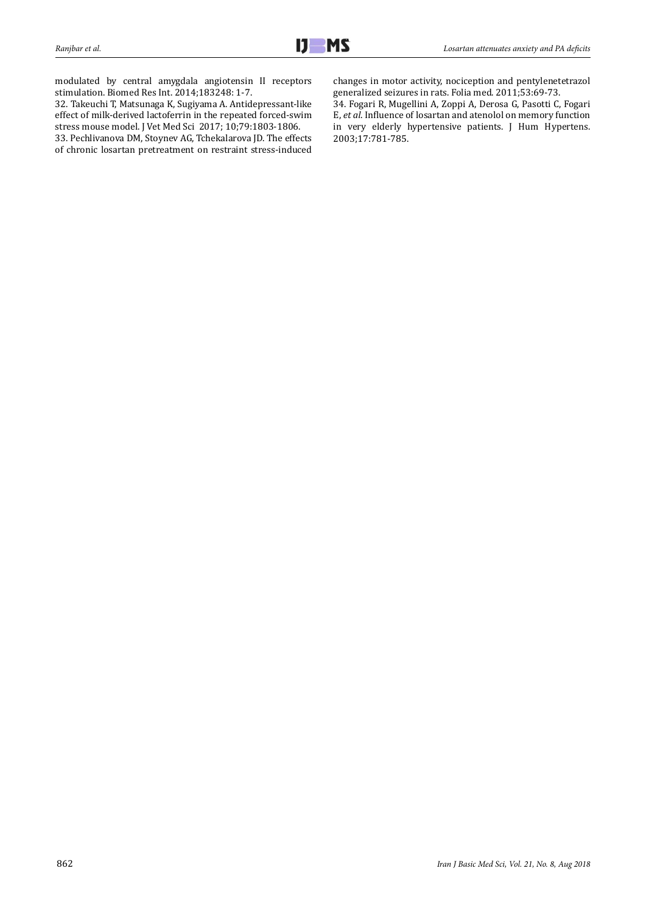modulated by central amygdala angiotensin II receptors stimulation. Biomed Res Int. 2014;183248: 1-7.

32. Takeuchi T, Matsunaga K, Sugiyama A. Antidepressant-like effect of milk-derived lactoferrin in the repeated forced-swim stress mouse model. J Vet Med Sci 2017; 10;79:1803-1806.

33. Pechlivanova DM, Stoynev AG, Tchekalarova JD. The effects of chronic losartan pretreatment on restraint stress-induced changes in motor activity, nociception and pentylenetetrazol generalized seizures in rats. Folia med. 2011;53:69-73.

34. Fogari R, Mugellini A, Zoppi A, Derosa G, Pasotti C, Fogari E, *et al*. Influence of losartan and atenolol on memory function in very elderly hypertensive patients. J Hum Hypertens. 2003;17:781-785.